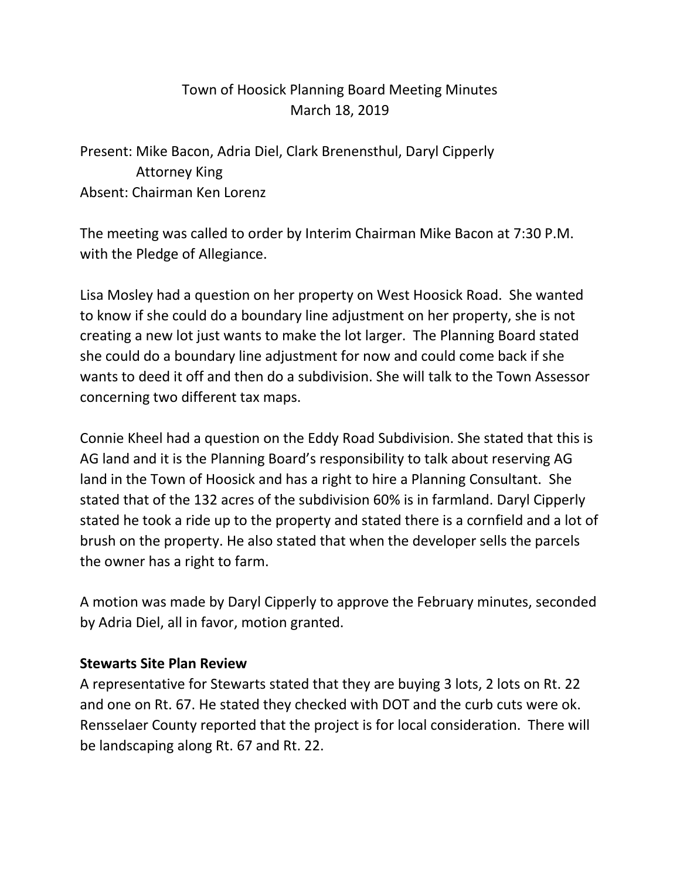# Town of Hoosick Planning Board Meeting Minutes
March 18, 2019

Present: Mike Bacon, Adria Diel, Clark Brenensthul, Daryl Cipperly
Attorney King
Absent: Chairman Ken Lorenz

The meeting was called to order by Interim Chairman Mike Bacon at 7:30 P.M. with the Pledge of Allegiance.

Lisa Mosley had a question on her property on West Hoosick Road. She wanted to know if she could do a boundary line adjustment on her property, she is not creating a new lot just wants to make the lot larger. The Planning Board stated she could do a boundary line adjustment for now and could come back if she wants to deed it off and then do a subdivision. She will talk to the Town Assessor concerning two different tax maps.

Connie Kheel had a question on the Eddy Road Subdivision. She stated that this is AG land and it is the Planning Board's responsibility to talk about reserving AG land in the Town of Hoosick and has a right to hire a Planning Consultant. She stated that of the 132 acres of the subdivision 60% is in farmland. Daryl Cipperly stated he took a ride up to the property and stated there is a cornfield and a lot of brush on the property. He also stated that when the developer sells the parcels the owner has a right to farm.

A motion was made by Daryl Cipperly to approve the February minutes, seconded by Adria Diel, all in favor, motion granted.

**Stewarts Site Plan Review**

A representative for Stewarts stated that they are buying 3 lots, 2 lots on Rt. 22 and one on Rt. 67. He stated they checked with DOT and the curb cuts were ok. Rensselaer County reported that the project is for local consideration. There will be landscaping along Rt. 67 and Rt. 22.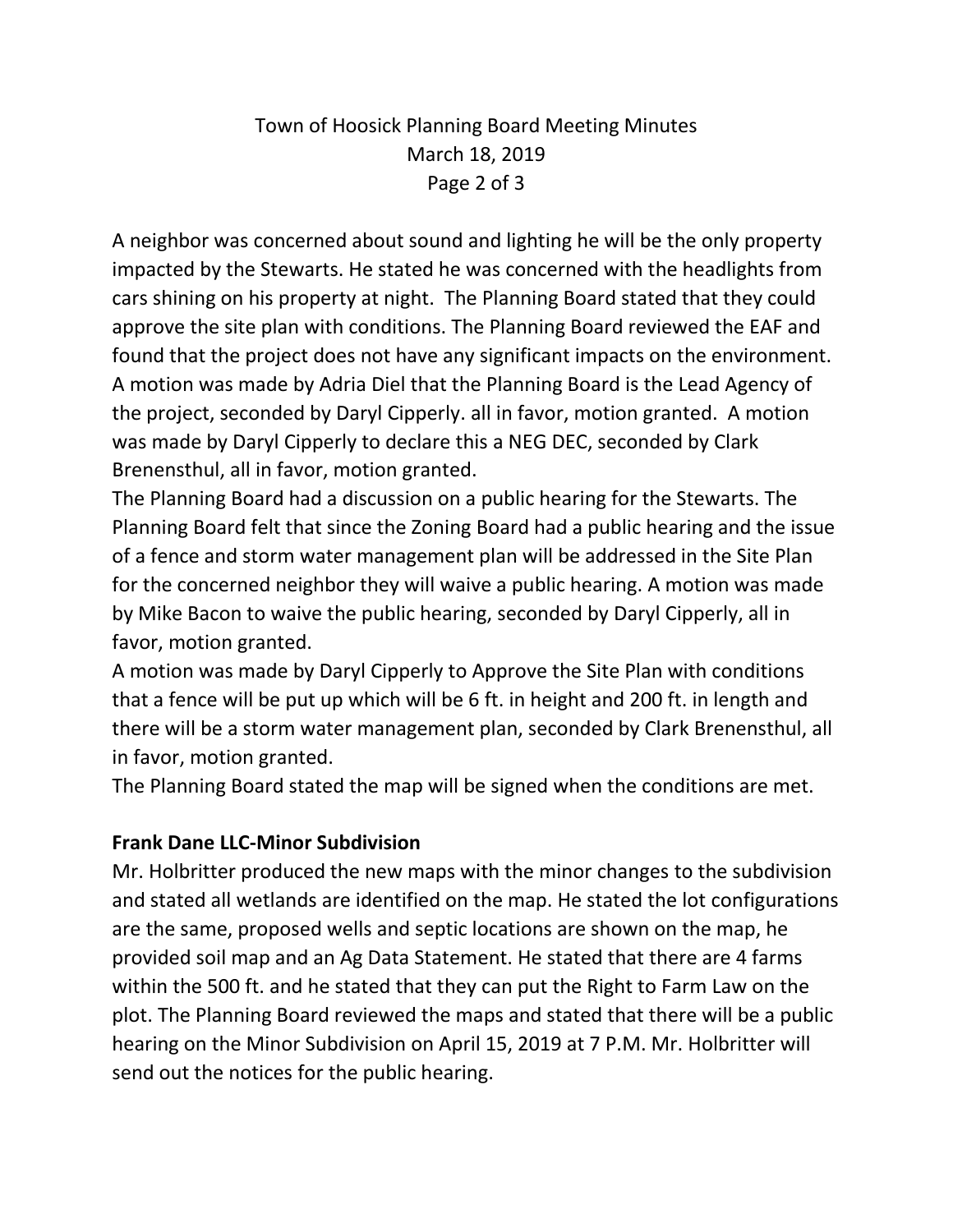A neighbor was concerned about sound and lighting he will be the only property impacted by the Stewarts. He stated he was concerned with the headlights from cars shining on his property at night. The Planning Board stated that they could approve the site plan with conditions. The Planning Board reviewed the EAF and found that the project does not have any significant impacts on the environment. A motion was made by Adria Diel that the Planning Board is the Lead Agency of the project, seconded by Daryl Cipperly. all in favor, motion granted. A motion was made by Daryl Cipperly to declare this a NEG DEC, seconded by Clark Brenensthul, all in favor, motion granted.

The Planning Board had a discussion on a public hearing for the Stewarts. The Planning Board felt that since the Zoning Board had a public hearing and the issue of a fence and storm water management plan will be addressed in the Site Plan for the concerned neighbor they will waive a public hearing. A motion was made by Mike Bacon to waive the public hearing, seconded by Daryl Cipperly, all in favor, motion granted.

A motion was made by Daryl Cipperly to Approve the Site Plan with conditions that a fence will be put up which will be 6 ft. in height and 200 ft. in length and there will be a storm water management plan, seconded by Clark Brenensthul, all in favor, motion granted.

The Planning Board stated the map will be signed when the conditions are met.

**Frank Dane LLC-Minor Subdivision**

Mr. Holbritter produced the new maps with the minor changes to the subdivision and stated all wetlands are identified on the map. He stated the lot configurations are the same, proposed wells and septic locations are shown on the map, he provided soil map and an Ag Data Statement. He stated that there are 4 farms within the 500 ft. and he stated that they can put the Right to Farm Law on the plot. The Planning Board reviewed the maps and stated that there will be a public hearing on the Minor Subdivision on April 15, 2019 at 7 P.M. Mr. Holbritter will send out the notices for the public hearing.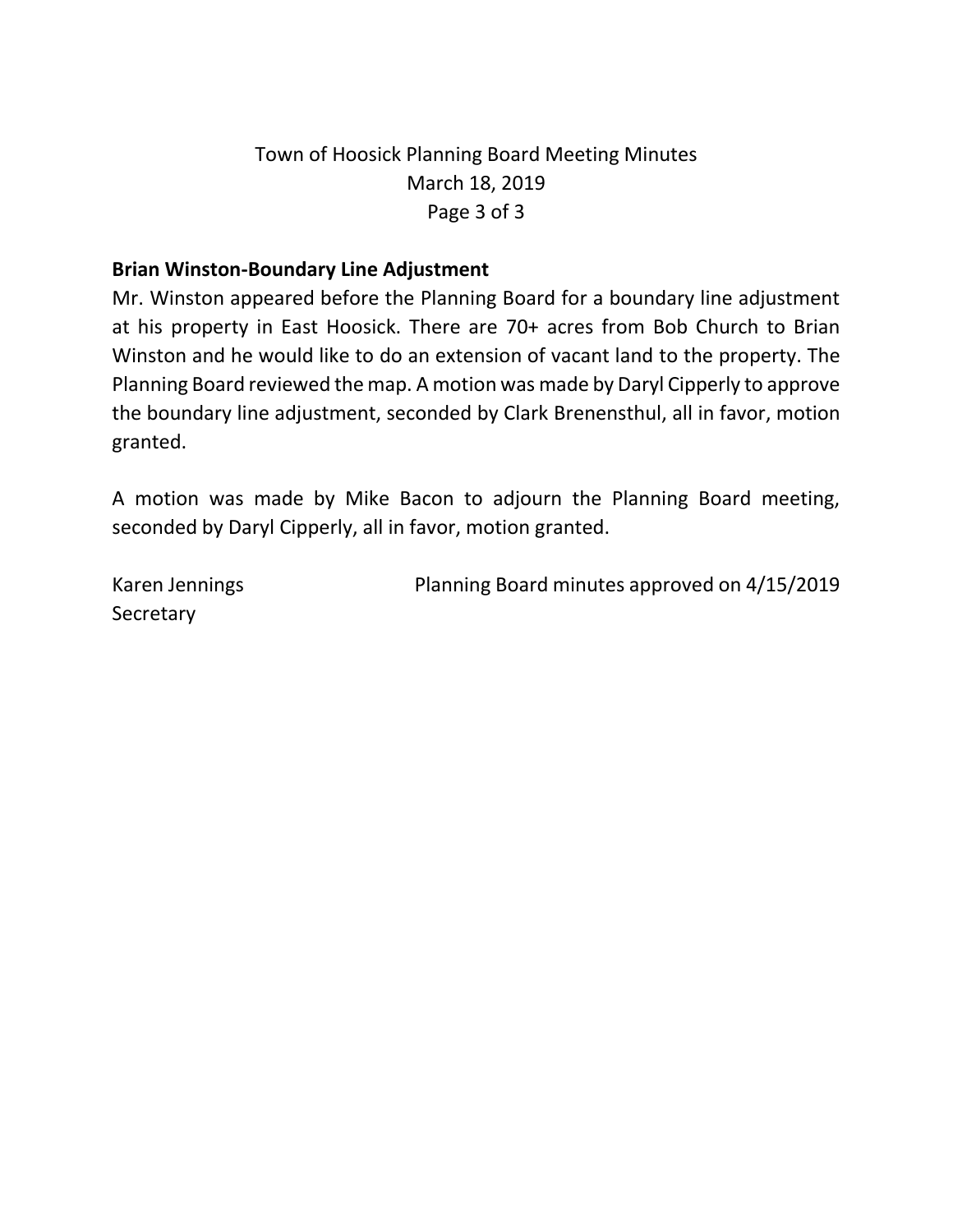**Brian Winston-Boundary Line Adjustment**

Mr. Winston appeared before the Planning Board for a boundary line adjustment at his property in East Hoosick. There are 70+ acres from Bob Church to Brian Winston and he would like to do an extension of vacant land to the property. The Planning Board reviewed the map. A motion was made by Daryl Cipperly to approve the boundary line adjustment, seconded by Clark Brenensthul, all in favor, motion granted.

A motion was made by Mike Bacon to adjourn the Planning Board meeting, seconded by Daryl Cipperly, all in favor, motion granted.

Karen Jennings
Secretary

Planning Board minutes approved on 4/15/2019